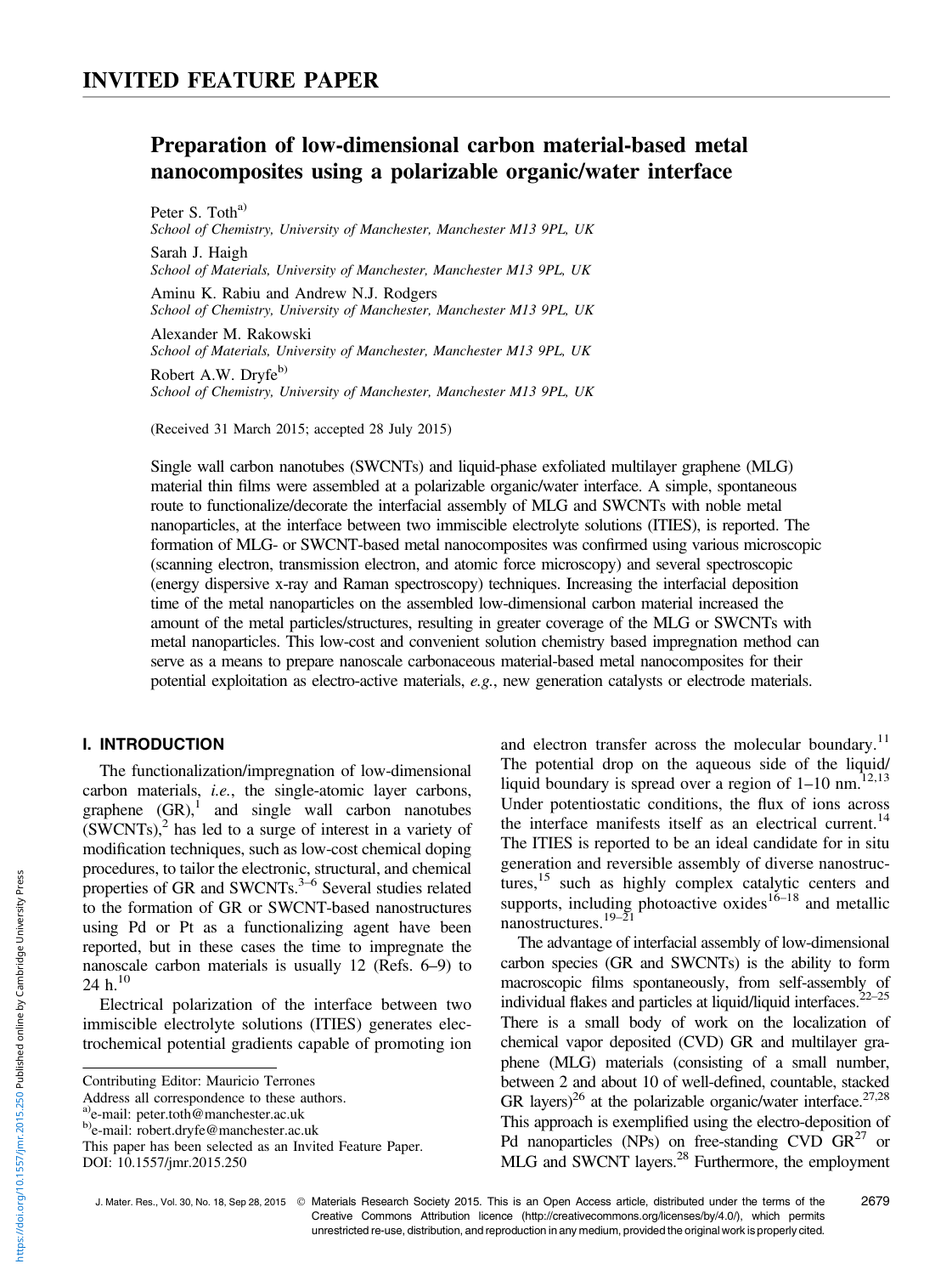# INVITED FEATURE PAPER

## Preparation of low-dimensional carbon material-based metal nanocomposites using a polarizable organic/water interface

Peter S. Toth[a)]
*School of Chemistry, University of Manchester, Manchester M13 9PL, UK*

Sarah J. Haigh
*School of Materials, University of Manchester, Manchester M13 9PL, UK*

Aminu K. Rabiu and Andrew N.J. Rodgers
*School of Chemistry, University of Manchester, Manchester M13 9PL, UK*

Alexander M. Rakowski
*School of Materials, University of Manchester, Manchester M13 9PL, UK*

Robert A.W. Dryfe[b)]
*School of Chemistry, University of Manchester, Manchester M13 9PL, UK*

(Received 31 March 2015; accepted 28 July 2015)

Single wall carbon nanotubes (SWCNTs) and liquid-phase exfoliated multilayer graphene (MLG) material thin films were assembled at a polarizable organic/water interface. A simple, spontaneous route to functionalize/decorate the interfacial assembly of MLG and SWCNTs with noble metal nanoparticles, at the interface between two immiscible electrolyte solutions (ITIES), is reported. The formation of MLG- or SWCNT-based metal nanocomposites was confirmed using various microscopic (scanning electron, transmission electron, and atomic force microscopy) and several spectroscopic (energy dispersive x-ray and Raman spectroscopy) techniques. Increasing the interfacial deposition time of the metal nanoparticles on the assembled low-dimensional carbon material increased the amount of the metal particles/structures, resulting in greater coverage of the MLG or SWCNTs with metal nanoparticles. This low-cost and convenient solution chemistry based impregnation method can serve as a means to prepare nanoscale carbonaceous material-based metal nanocomposites for their potential exploitation as electro-active materials, *e.g.*, new generation catalysts or electrode materials.

## I. INTRODUCTION

The functionalization/impregnation of low-dimensional carbon materials, *i.e.*, the single-atomic layer carbons, graphene (GR),[1] and single wall carbon nanotubes (SWCNTs),[2] has led to a surge of interest in a variety of modification techniques, such as low-cost chemical doping procedures, to tailor the electronic, structural, and chemical properties of GR and SWCNTs.[3–6] Several studies related to the formation of GR or SWCNT-based nanostructures using Pd or Pt as a functionalizing agent have been reported, but in these cases the time to impregnate the nanoscale carbon materials is usually 12 (Refs. 6–9) to 24 h.[10]

Electrical polarization of the interface between two immiscible electrolyte solutions (ITIES) generates electrochemical potential gradients capable of promoting ion and electron transfer across the molecular boundary.[11] The potential drop on the aqueous side of the liquid/liquid boundary is spread over a region of 1–10 nm.[12,13] Under potentiostatic conditions, the flux of ions across the interface manifests itself as an electrical current.[14] The ITIES is reported to be an ideal candidate for in situ generation and reversible assembly of diverse nanostructures,[15] such as highly complex catalytic centers and supports, including photoactive oxides[16–18] and metallic nanostructures.[19–21]

The advantage of interfacial assembly of low-dimensional carbon species (GR and SWCNTs) is the ability to form macroscopic films spontaneously, from self-assembly of individual flakes and particles at liquid/liquid interfaces.[22–25] There is a small body of work on the localization of chemical vapor deposited (CVD) GR and multilayer graphene (MLG) materials (consisting of a small number, between 2 and about 10 of well-defined, countable, stacked GR layers)[26] at the polarizable organic/water interface.[27,28] This approach is exemplified using the electro-deposition of Pd nanoparticles (NPs) on free-standing CVD GR[27] or MLG and SWCNT layers.[28] Furthermore, the employment

---

Contributing Editor: Mauricio Terrones

Address all correspondence to these authors.

a)e-mail: peter.toth@manchester.ac.uk

b)e-mail: robert.dryfe@manchester.ac.uk

This paper has been selected as an Invited Feature Paper.

DOI: 10.1557/jmr.2015.250

© Materials Research Society 2015. This is an Open Access article, distributed under the terms of the Creative Commons Attribution licence (http://creativecommons.org/licenses/by/4.0/), which permits unrestricted re-use, distribution, and reproduction in any medium, provided the original work is properly cited.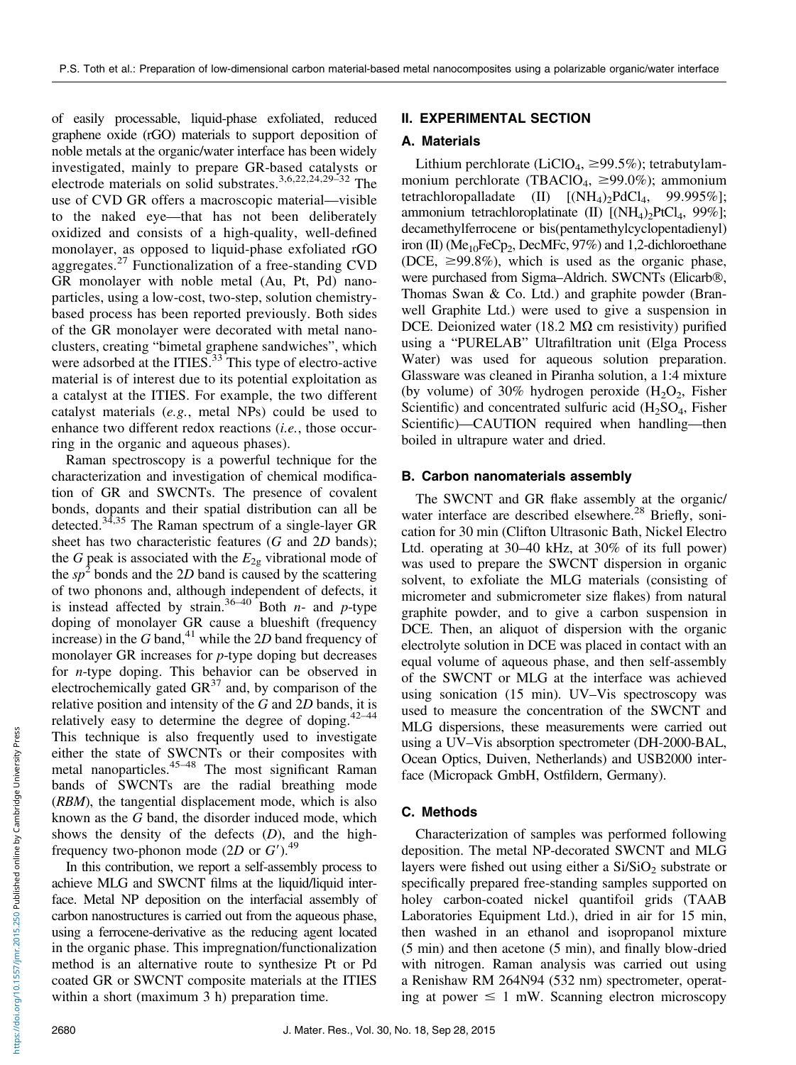of easily processable, liquid-phase exfoliated, reduced graphene oxide (rGO) materials to support deposition of noble metals at the organic/water interface has been widely investigated, mainly to prepare GR-based catalysts or electrode materials on solid substrates.[3,6,22,24,29–32] The use of CVD GR offers a macroscopic material—visible to the naked eye—that has not been deliberately oxidized and consists of a high-quality, well-defined monolayer, as opposed to liquid-phase exfoliated rGO aggregates.[27] Functionalization of a free-standing CVD GR monolayer with noble metal (Au, Pt, Pd) nanoparticles, using a low-cost, two-step, solution chemistry-based process has been reported previously. Both sides of the GR monolayer were decorated with metal nanoclusters, creating "bimetal graphene sandwiches", which were adsorbed at the ITIES.[33] This type of electro-active material is of interest due to its potential exploitation as a catalyst at the ITIES. For example, the two different catalyst materials (*e.g.*, metal NPs) could be used to enhance two different redox reactions (*i.e.*, those occurring in the organic and aqueous phases).

Raman spectroscopy is a powerful technique for the characterization and investigation of chemical modification of GR and SWCNTs. The presence of covalent bonds, dopants and their spatial distribution can all be detected.[34,35] The Raman spectrum of a single-layer GR sheet has two characteristic features (*G* and 2*D* bands); the *G* peak is associated with the $E_{2g}$ vibrational mode of the $sp^2$ bonds and the 2*D* band is caused by the scattering of two phonons and, although independent of defects, it is instead affected by strain.[36–40] Both *n*- and *p*-type doping of monolayer GR cause a blueshift (frequency increase) in the *G* band,[41] while the 2*D* band frequency of monolayer GR increases for *p*-type doping but decreases for *n*-type doping. This behavior can be observed in electrochemically gated GR[37] and, by comparison of the relative position and intensity of the *G* and 2*D* bands, it is relatively easy to determine the degree of doping.[42–44] This technique is also frequently used to investigate either the state of SWCNTs or their composites with metal nanoparticles.[45–48] The most significant Raman bands of SWCNTs are the radial breathing mode (*RBM*), the tangential displacement mode, which is also known as the *G* band, the disorder induced mode, which shows the density of the defects (*D*), and the high-frequency two-phonon mode (2*D* or *G*′).[49]

In this contribution, we report a self-assembly process to achieve MLG and SWCNT films at the liquid/liquid interface. Metal NP deposition on the interfacial assembly of carbon nanostructures is carried out from the aqueous phase, using a ferrocene-derivative as the reducing agent located in the organic phase. This impregnation/functionalization method is an alternative route to synthesize Pt or Pd coated GR or SWCNT composite materials at the ITIES within a short (maximum 3 h) preparation time.

## II. EXPERIMENTAL SECTION

### A. Materials

Lithium perchlorate ($LiClO_4$, ≥99.5%); tetrabutylammonium perchlorate ($TBAClO_4$, ≥99.0%); ammonium tetrachloropalladate (II) [$(NH_4)_2PdCl_4$, 99.995%]; ammonium tetrachloroplatinate (II) [$(NH_4)_2PtCl_4$, 99%]; decamethylferrocene or bis(pentamethylcyclopentadienyl) iron (II) ($Me_{10}FeCp_2$, DecMFc, 97%) and 1,2-dichloroethane (DCE, ≥99.8%), which is used as the organic phase, were purchased from Sigma–Aldrich. SWCNTs (Elicarb®, Thomas Swan & Co. Ltd.) and graphite powder (Branwell Graphite Ltd.) were used to give a suspension in DCE. Deionized water (18.2 MΩ cm resistivity) purified using a "PURELAB" Ultrafiltration unit (Elga Process Water) was used for aqueous solution preparation. Glassware was cleaned in Piranha solution, a 1:4 mixture (by volume) of 30% hydrogen peroxide ($H_2O_2$, Fisher Scientific) and concentrated sulfuric acid ($H_2SO_4$, Fisher Scientific)—CAUTION required when handling—then boiled in ultrapure water and dried.

### B. Carbon nanomaterials assembly

The SWCNT and GR flake assembly at the organic/water interface are described elsewhere.[28] Briefly, sonication for 30 min (Clifton Ultrasonic Bath, Nickel Electro Ltd. operating at 30–40 kHz, at 30% of its full power) was used to prepare the SWCNT dispersion in organic solvent, to exfoliate the MLG materials (consisting of micrometer and submicrometer size flakes) from natural graphite powder, and to give a carbon suspension in DCE. Then, an aliquot of dispersion with the organic electrolyte solution in DCE was placed in contact with an equal volume of aqueous phase, and then self-assembly of the SWCNT or MLG at the interface was achieved using sonication (15 min). UV–Vis spectroscopy was used to measure the concentration of the SWCNT and MLG dispersions, these measurements were carried out using a UV–Vis absorption spectrometer (DH-2000-BAL, Ocean Optics, Duiven, Netherlands) and USB2000 interface (Micropack GmbH, Ostfildern, Germany).

### C. Methods

Characterization of samples was performed following deposition. The metal NP-decorated SWCNT and MLG layers were fished out using either a $Si/SiO_2$ substrate or specifically prepared free-standing samples supported on holey carbon-coated nickel quantifoil grids (TAAB Laboratories Equipment Ltd.), dried in air for 15 min, then washed in an ethanol and isopropanol mixture (5 min) and then acetone (5 min), and finally blow-dried with nitrogen. Raman analysis was carried out using a Renishaw RM 264N94 (532 nm) spectrometer, operating at power ≤ 1 mW. Scanning electron microscopy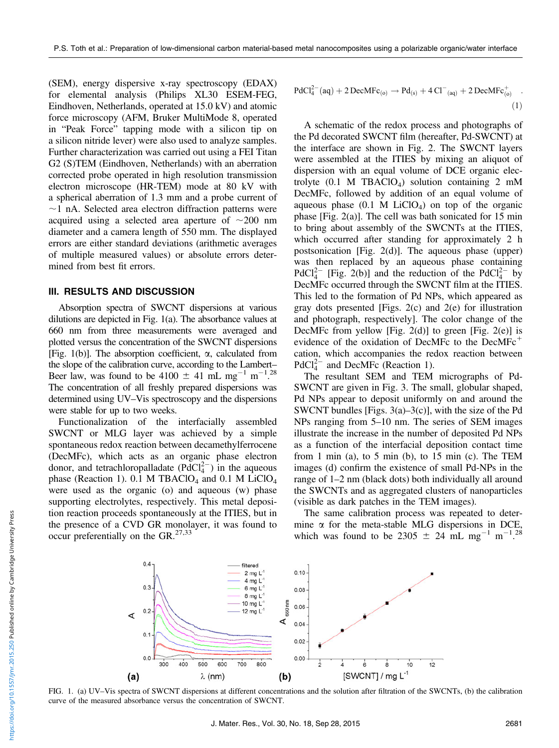(SEM), energy dispersive x-ray spectroscopy (EDAX) for elemental analysis (Philips XL30 ESEM-FEG, Eindhoven, Netherlands, operated at 15.0 kV) and atomic force microscopy (AFM, Bruker MultiMode 8, operated in "Peak Force" tapping mode with a silicon tip on a silicon nitride lever) were also used to analyze samples. Further characterization was carried out using a FEI Titan G2 (S)TEM (Eindhoven, Netherlands) with an aberration corrected probe operated in high resolution transmission electron microscope (HR-TEM) mode at 80 kV with a spherical aberration of 1.3 mm and a probe current of ~1 nA. Selected area electron diffraction patterns were acquired using a selected area aperture of ~200 nm diameter and a camera length of 550 mm. The displayed errors are either standard deviations (arithmetic averages of multiple measured values) or absolute errors determined from best fit errors.

## III. RESULTS AND DISCUSSION

Absorption spectra of SWCNT dispersions at various dilutions are depicted in Fig. 1(a). The absorbance values at 660 nm from three measurements were averaged and plotted versus the concentration of the SWCNT dispersions [Fig. 1(b)]. The absorption coefficient, α, calculated from the slope of the calibration curve, according to the Lambert–Beer law, was found to be $4100 \pm 41$ mL $mg^{-1}$ $m^{-1}$.[28] The concentration of all freshly prepared dispersions was determined using UV–Vis spectroscopy and the dispersions were stable for up to two weeks.

Functionalization of the interfacially assembled SWCNT or MLG layer was achieved by a simple spontaneous redox reaction between decamethylferrocene (DecMFc), which acts as an organic phase electron donor, and tetrachloropalladate ($PdCl_4^{2-}$) in the aqueous phase (Reaction 1). 0.1 M $TBAClO_4$ and 0.1 M $LiClO_4$ were used as the organic (o) and aqueous (w) phase supporting electrolytes, respectively. This metal deposition reaction proceeds spontaneously at the ITIES, but in the presence of a CVD GR monolayer, it was found to occur preferentially on the GR.[27,33]

$$PdCl_4^{2-}(aq) + 2\,DecMFc_{(o)} \rightarrow Pd_{(s)} + 4\,Cl^-_{(aq)} + 2\,DecMFc^+_{(o)} \quad . \tag{1}$$

A schematic of the redox process and photographs of the Pd decorated SWCNT film (hereafter, Pd-SWCNT) at the interface are shown in Fig. 2. The SWCNT layers were assembled at the ITIES by mixing an aliquot of dispersion with an equal volume of DCE organic electrolyte (0.1 M $TBAClO_4$) solution containing 2 mM DecMFc, followed by addition of an equal volume of aqueous phase (0.1 M $LiClO_4$) on top of the organic phase [Fig. 2(a)]. The cell was bath sonicated for 15 min to bring about assembly of the SWCNTs at the ITIES, which occurred after standing for approximately 2 h postsonication [Fig. 2(d)]. The aqueous phase (upper) was then replaced by an aqueous phase containing $PdCl_4^{2-}$ [Fig. 2(b)] and the reduction of the $PdCl_4^{2-}$ by DecMFc occurred through the SWCNT film at the ITIES. This led to the formation of Pd NPs, which appeared as gray dots presented [Figs. 2(c) and 2(e) for illustration and photograph, respectively]. The color change of the DecMFc from yellow [Fig. 2(d)] to green [Fig. 2(e)] is evidence of the oxidation of DecMFc to the $DecMFc^+$ cation, which accompanies the redox reaction between $PdCl_4^{2-}$ and DecMFc (Reaction 1).

The resultant SEM and TEM micrographs of Pd-SWCNT are given in Fig. 3. The small, globular shaped, Pd NPs appear to deposit uniformly on and around the SWCNT bundles [Figs. 3(a)–3(c)], with the size of the Pd NPs ranging from 5–10 nm. The series of SEM images illustrate the increase in the number of deposited Pd NPs as a function of the interfacial deposition contact time from 1 min (a), to 5 min (b), to 15 min (c). The TEM images (d) confirm the existence of small Pd-NPs in the range of 1–2 nm (black dots) both individually all around the SWCNTs and as aggregated clusters of nanoparticles (visible as dark patches in the TEM images).

The same calibration process was repeated to determine α for the meta-stable MLG dispersions in DCE, which was found to be $2305 \pm 24$ mL $mg^{-1}$ $m^{-1}$.[28]

FIG. 1. (a) UV–Vis spectra of SWCNT dispersions at different concentrations and the solution after filtration of the SWCNTs, (b) the calibration curve of the measured absorbance versus the concentration of SWCNT.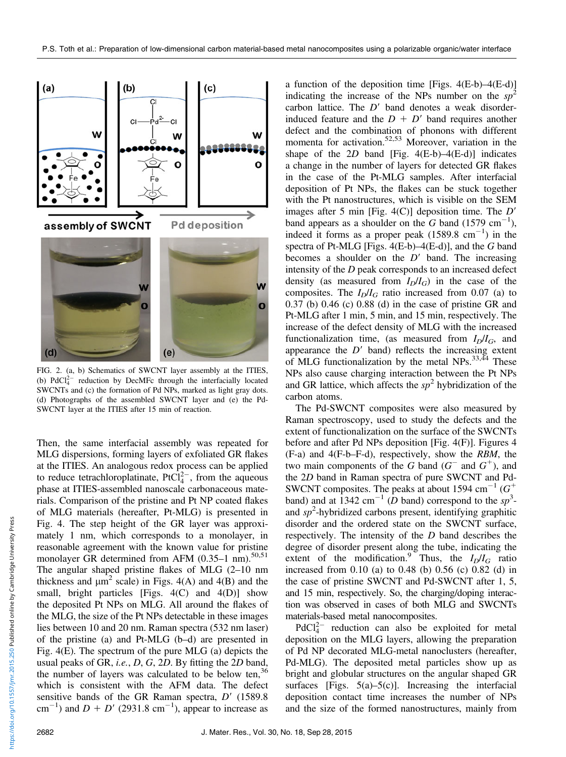FIG. 2. (a, b) Schematics of SWCNT layer assembly at the ITIES, (b) $PdCl_4^{2-}$ reduction by DecMFc through the interfacially located SWCNTs and (c) the formation of Pd NPs, marked as light gray dots. (d) Photographs of the assembled SWCNT layer and (e) the Pd-SWCNT layer at the ITIES after 15 min of reaction.

Then, the same interfacial assembly was repeated for MLG dispersions, forming layers of exfoliated GR flakes at the ITIES. An analogous redox process can be applied to reduce tetrachloroplatinate, $PtCl_4^{2-}$, from the aqueous phase at ITIES-assembled nanoscale carbonaceous materials. Comparison of the pristine and Pt NP coated flakes of MLG materials (hereafter, Pt-MLG) is presented in Fig. 4. The step height of the GR layer was approximately 1 nm, which corresponds to a monolayer, in reasonable agreement with the known value for pristine monolayer GR determined from AFM (0.35–1 nm).[50,51] The angular shaped pristine flakes of MLG (2–10 nm thickness and $\mu m^2$ scale) in Figs. 4(A) and 4(B) and the small, bright particles [Figs. 4(C) and 4(D)] show the deposited Pt NPs on MLG. All around the flakes of the MLG, the size of the Pt NPs detectable in these images lies between 10 and 20 nm. Raman spectra (532 nm laser) of the pristine (a) and Pt-MLG (b–d) are presented in Fig. 4(E). The spectrum of the pure MLG (a) depicts the usual peaks of GR, *i.e.*, *D*, *G*, 2*D*. By fitting the 2*D* band, the number of layers was calculated to be below ten,[36] which is consistent with the AFM data. The defect sensitive bands of the GR Raman spectra, *D′* (1589.8 $cm^{-1}$) and *D* + *D′* (2931.8 $cm^{-1}$), appear to increase as a function of the deposition time [Figs. 4(E-b)–4(E-d)] indicating the increase of the NPs number on the $sp^2$ carbon lattice. The *D′* band denotes a weak disorder-induced feature and the *D* + *D′* band requires another defect and the combination of phonons with different momenta for activation.[52,53] Moreover, variation in the shape of the 2*D* band [Fig. 4(E-b)–4(E-d)] indicates a change in the number of layers for detected GR flakes in the case of the Pt-MLG samples. After interfacial deposition of Pt NPs, the flakes can be stuck together with the Pt nanostructures, which is visible on the SEM images after 5 min [Fig. 4(C)] deposition time. The *D′* band appears as a shoulder on the *G* band (1579 $cm^{-1}$), indeed it forms as a proper peak (1589.8 $cm^{-1}$) in the spectra of Pt-MLG [Figs. 4(E-b)–4(E-d)], and the *G* band becomes a shoulder on the *D′* band. The increasing intensity of the *D* peak corresponds to an increased defect density (as measured from $I_D/I_G$) in the case of the composites. The $I_D/I_G$ ratio increased from 0.07 (a) to 0.37 (b) 0.46 (c) 0.88 (d) in the case of pristine GR and Pt-MLG after 1 min, 5 min, and 15 min, respectively. The increase of the defect density of MLG with the increased functionalization time, (as measured from $I_D/I_G$, and appearance the *D′* band) reflects the increasing extent of MLG functionalization by the metal NPs.[33,44] These NPs also cause charging interaction between the Pt NPs and GR lattice, which affects the $sp^2$ hybridization of the carbon atoms.

The Pd-SWCNT composites were also measured by Raman spectroscopy, used to study the defects and the extent of functionalization on the surface of the SWCNTs before and after Pd NPs deposition [Fig. 4(F)]. Figures 4 (F-a) and 4(F-b–F-d), respectively, show the *RBM*, the two main components of the *G* band ($G^-$ and $G^+$), and the 2*D* band in Raman spectra of pure SWCNT and Pd-SWCNT composites. The peaks at about 1594 $cm^{-1}$ ($G^+$ band) and at 1342 $cm^{-1}$ (*D* band) correspond to the $sp^3$- and $sp^2$-hybridized carbons present, identifying graphitic disorder and the ordered state on the SWCNT surface, respectively. The intensity of the *D* band describes the degree of disorder present along the tube, indicating the extent of the modification.[9] Thus, the $I_D/I_G$ ratio increased from 0.10 (a) to 0.48 (b) 0.56 (c) 0.82 (d) in the case of pristine SWCNT and Pd-SWCNT after 1, 5, and 15 min, respectively. So, the charging/doping interaction was observed in cases of both MLG and SWCNTs materials-based metal nanocomposites.

$PdCl_4^{2-}$ reduction can also be exploited for metal deposition on the MLG layers, allowing the preparation of Pd NP decorated MLG-metal nanoclusters (hereafter, Pd-MLG). The deposited metal particles show up as bright and globular structures on the angular shaped GR surfaces [Figs. 5(a)–5(c)]. Increasing the interfacial deposition contact time increases the number of NPs and the size of the formed nanostructures, mainly from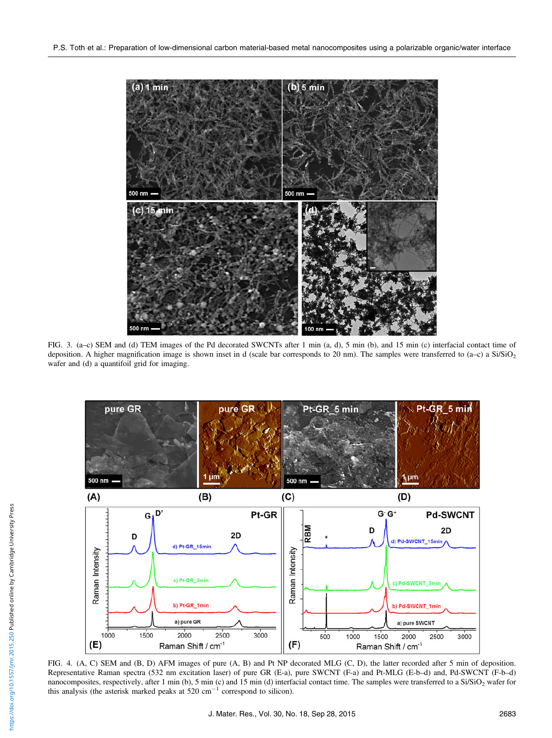FIG. 3. (a–c) SEM and (d) TEM images of the Pd decorated SWCNTs after 1 min (a, d), 5 min (b), and 15 min (c) interfacial contact time of deposition. A higher magnification image is shown inset in d (scale bar corresponds to 20 nm). The samples were transferred to (a–c) a Si/$SiO_2$ wafer and (d) a quantifoil grid for imaging.

FIG. 4. (A, C) SEM and (B, D) AFM images of pure (A, B) and Pt NP decorated MLG (C, D), the latter recorded after 5 min of deposition. Representative Raman spectra (532 nm excitation laser) of pure GR (E-a), pure SWCNT (F-a) and Pt-MLG (E-b–d) and, Pd-SWCNT (F-b–d) nanocomposites, respectively, after 1 min (b), 5 min (c) and 15 min (d) interfacial contact time. The samples were transferred to a Si/$SiO_2$ wafer for this analysis (the asterisk marked peaks at 520 $cm^{-1}$ correspond to silicon).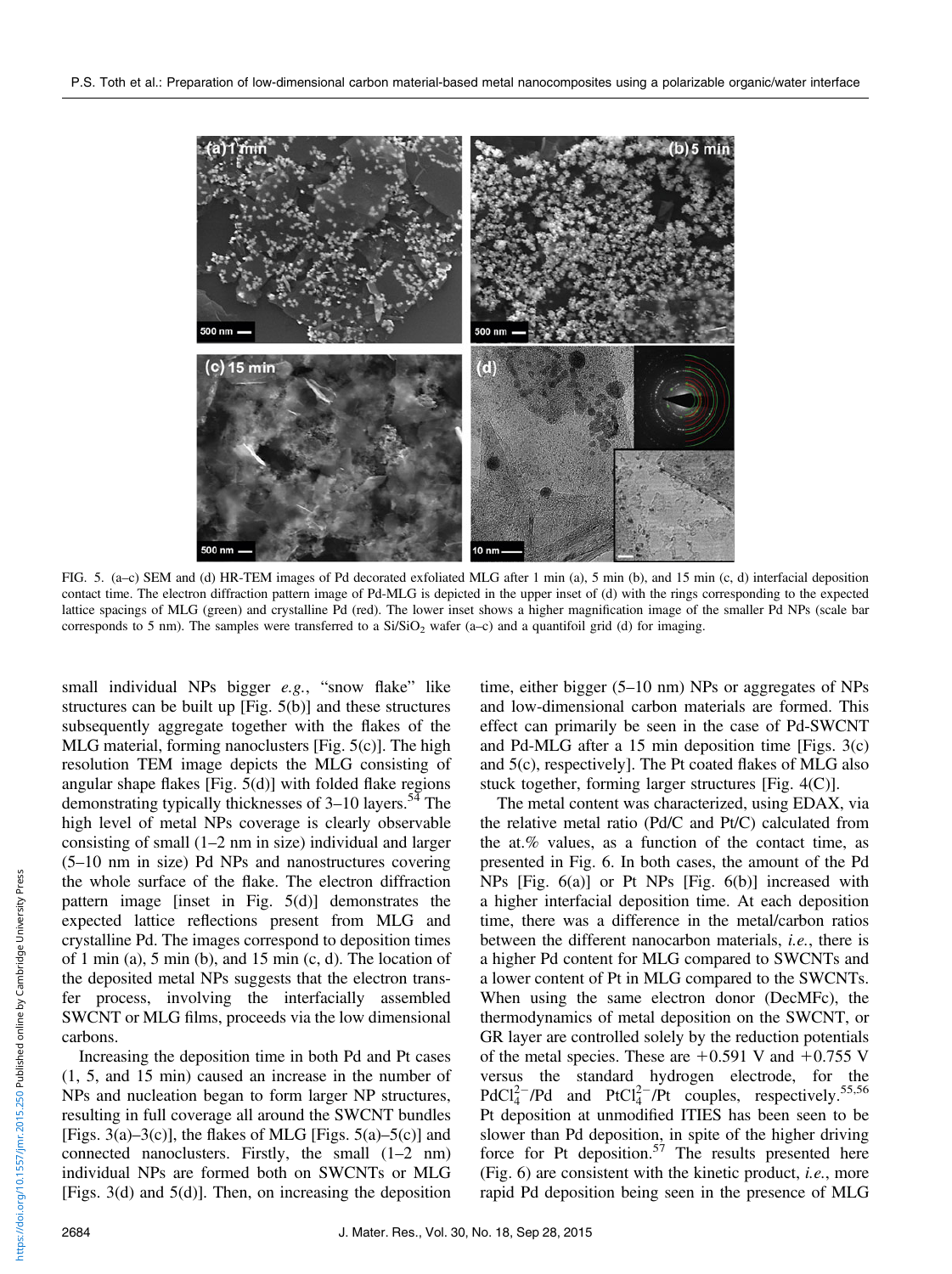FIG. 5. (a–c) SEM and (d) HR-TEM images of Pd decorated exfoliated MLG after 1 min (a), 5 min (b), and 15 min (c, d) interfacial deposition contact time. The electron diffraction pattern image of Pd-MLG is depicted in the upper inset of (d) with the rings corresponding to the expected lattice spacings of MLG (green) and crystalline Pd (red). The lower inset shows a higher magnification image of the smaller Pd NPs (scale bar corresponds to 5 nm). The samples were transferred to a $Si/SiO_2$ wafer (a–c) and a quantifoil grid (d) for imaging.

small individual NPs bigger *e.g.*, "snow flake" like structures can be built up [Fig. 5(b)] and these structures subsequently aggregate together with the flakes of the MLG material, forming nanoclusters [Fig. 5(c)]. The high resolution TEM image depicts the MLG consisting of angular shape flakes [Fig. 5(d)] with folded flake regions demonstrating typically thicknesses of 3–10 layers.[54] The high level of metal NPs coverage is clearly observable consisting of small (1–2 nm in size) individual and larger (5–10 nm in size) Pd NPs and nanostructures covering the whole surface of the flake. The electron diffraction pattern image [inset in Fig. 5(d)] demonstrates the expected lattice reflections present from MLG and crystalline Pd. The images correspond to deposition times of 1 min (a), 5 min (b), and 15 min (c, d). The location of the deposited metal NPs suggests that the electron transfer process, involving the interfacially assembled SWCNT or MLG films, proceeds via the low dimensional carbons.

Increasing the deposition time in both Pd and Pt cases (1, 5, and 15 min) caused an increase in the number of NPs and nucleation began to form larger NP structures, resulting in full coverage all around the SWCNT bundles [Figs. 3(a)–3(c)], the flakes of MLG [Figs. 5(a)–5(c)] and connected nanoclusters. Firstly, the small (1–2 nm) individual NPs are formed both on SWCNTs or MLG [Figs. 3(d) and 5(d)]. Then, on increasing the deposition time, either bigger (5–10 nm) NPs or aggregates of NPs and low-dimensional carbon materials are formed. This effect can primarily be seen in the case of Pd-SWCNT and Pd-MLG after a 15 min deposition time [Figs. 3(c) and 5(c), respectively]. The Pt coated flakes of MLG also stuck together, forming larger structures [Fig. 4(C)].

The metal content was characterized, using EDAX, via the relative metal ratio (Pd/C and Pt/C) calculated from the at.% values, as a function of the contact time, as presented in Fig. 6. In both cases, the amount of the Pd NPs [Fig. 6(a)] or Pt NPs [Fig. 6(b)] increased with a higher interfacial deposition time. At each deposition time, there was a difference in the metal/carbon ratios between the different nanocarbon materials, *i.e.*, there is a higher Pd content for MLG compared to SWCNTs and a lower content of Pt in MLG compared to the SWCNTs. When using the same electron donor (DecMFc), the thermodynamics of metal deposition on the SWCNT, or GR layer are controlled solely by the reduction potentials of the metal species. These are +0.591 V and +0.755 V versus the standard hydrogen electrode, for the $PdCl_4^{2-}/Pd$ and $PtCl_4^{2-}/Pt$ couples, respectively.[55,56] Pt deposition at unmodified ITIES has been seen to be slower than Pd deposition, in spite of the higher driving force for Pt deposition.[57] The results presented here (Fig. 6) are consistent with the kinetic product, *i.e.*, more rapid Pd deposition being seen in the presence of MLG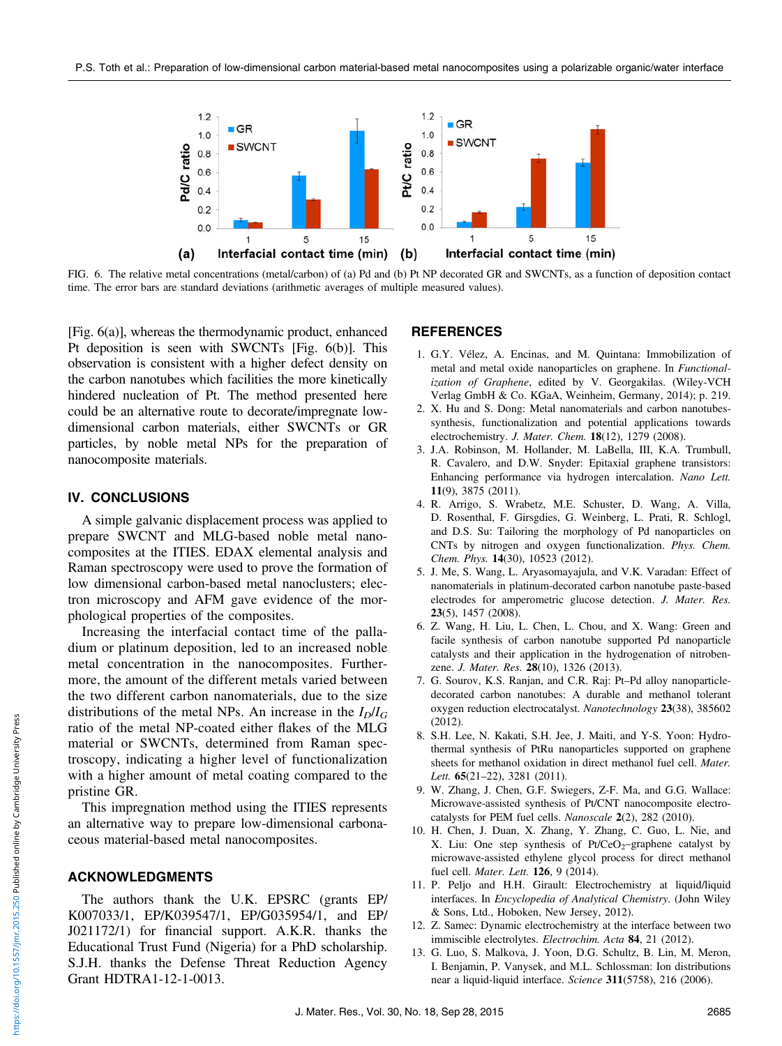FIG. 6. The relative metal concentrations (metal/carbon) of (a) Pd and (b) Pt NP decorated GR and SWCNTs, as a function of deposition contact time. The error bars are standard deviations (arithmetic averages of multiple measured values).

[Fig. 6(a)], whereas the thermodynamic product, enhanced Pt deposition is seen with SWCNTs [Fig. 6(b)]. This observation is consistent with a higher defect density on the carbon nanotubes which facilities the more kinetically hindered nucleation of Pt. The method presented here could be an alternative route to decorate/impregnate low-dimensional carbon materials, either SWCNTs or GR particles, by noble metal NPs for the preparation of nanocomposite materials.

## IV. CONCLUSIONS

A simple galvanic displacement process was applied to prepare SWCNT and MLG-based noble metal nanocomposites at the ITIES. EDAX elemental analysis and Raman spectroscopy were used to prove the formation of low dimensional carbon-based metal nanoclusters; electron microscopy and AFM gave evidence of the morphological properties of the composites.

Increasing the interfacial contact time of the palladium or platinum deposition, led to an increased noble metal concentration in the nanocomposites. Furthermore, the amount of the different metals varied between the two different carbon nanomaterials, due to the size distributions of the metal NPs. An increase in the $I_D/I_G$ ratio of the metal NP-coated either flakes of the MLG material or SWCNTs, determined from Raman spectroscopy, indicating a higher level of functionalization with a higher amount of metal coating compared to the pristine GR.

This impregnation method using the ITIES represents an alternative way to prepare low-dimensional carbonaceous material-based metal nanocomposites.

## ACKNOWLEDGMENTS

The authors thank the U.K. EPSRC (grants EP/K007033/1, EP/K039547/1, EP/G035954/1, and EP/J021172/1) for financial support. A.K.R. thanks the Educational Trust Fund (Nigeria) for a PhD scholarship. S.J.H. thanks the Defense Threat Reduction Agency Grant HDTRA1-12-1-0013.

## REFERENCES

1. G.Y. Vélez, A. Encinas, and M. Quintana: Immobilization of metal and metal oxide nanoparticles on graphene. In *Functionalization of Graphene*, edited by V. Georgakilas. (Wiley-VCH Verlag GmbH & Co. KGaA, Weinheim, Germany, 2014); p. 219.
2. X. Hu and S. Dong: Metal nanomaterials and carbon nanotubes-synthesis, functionalization and potential applications towards electrochemistry. *J. Mater. Chem.* **18**(12), 1279 (2008).
3. J.A. Robinson, M. Hollander, M. LaBella, III, K.A. Trumbull, R. Cavalero, and D.W. Snyder: Epitaxial graphene transistors: Enhancing performance via hydrogen intercalation. *Nano Lett.* **11**(9), 3875 (2011).
4. R. Arrigo, S. Wrabetz, M.E. Schuster, D. Wang, A. Villa, D. Rosenthal, F. Girsgdies, G. Weinberg, L. Prati, R. Schlogl, and D.S. Su: Tailoring the morphology of Pd nanoparticles on CNTs by nitrogen and oxygen functionalization. *Phys. Chem. Chem. Phys.* **14**(30), 10523 (2012).
5. J. Me, S. Wang, L. Aryasomayajula, and V.K. Varadan: Effect of nanomaterials in platinum-decorated carbon nanotube paste-based electrodes for amperometric glucose detection. *J. Mater. Res.* **23**(5), 1457 (2008).
6. Z. Wang, H. Liu, L. Chen, L. Chou, and X. Wang: Green and facile synthesis of carbon nanotube supported Pd nanoparticle catalysts and their application in the hydrogenation of nitrobenzene. *J. Mater. Res.* **28**(10), 1326 (2013).
7. G. Sourov, K.S. Ranjan, and C.R. Raj: Pt–Pd alloy nanoparticle-decorated carbon nanotubes: A durable and methanol tolerant oxygen reduction electrocatalyst. *Nanotechnology* **23**(38), 385602 (2012).
8. S.H. Lee, N. Kakati, S.H. Jee, J. Maiti, and Y-S. Yoon: Hydrothermal synthesis of PtRu nanoparticles supported on graphene sheets for methanol oxidation in direct methanol fuel cell. *Mater. Lett.* **65**(21–22), 3281 (2011).
9. W. Zhang, J. Chen, G.F. Swiegers, Z-F. Ma, and G.G. Wallace: Microwave-assisted synthesis of Pt/CNT nanocomposite electrocatalysts for PEM fuel cells. *Nanoscale* **2**(2), 282 (2010).
10. H. Chen, J. Duan, X. Zhang, Y. Zhang, C. Guo, L. Nie, and X. Liu: One step synthesis of Pt/$CeO_2$–graphene catalyst by microwave-assisted ethylene glycol process for direct methanol fuel cell. *Mater. Lett.* **126**, 9 (2014).
11. P. Peljo and H.H. Girault: Electrochemistry at liquid/liquid interfaces. In *Encyclopedia of Analytical Chemistry*. (John Wiley & Sons, Ltd., Hoboken, New Jersey, 2012).
12. Z. Samec: Dynamic electrochemistry at the interface between two immiscible electrolytes. *Electrochim. Acta* **84**, 21 (2012).
13. G. Luo, S. Malkova, J. Yoon, D.G. Schultz, B. Lin, M. Meron, I. Benjamin, P. Vanysek, and M.L. Schlossman: Ion distributions near a liquid-liquid interface. *Science* **311**(5758), 216 (2006).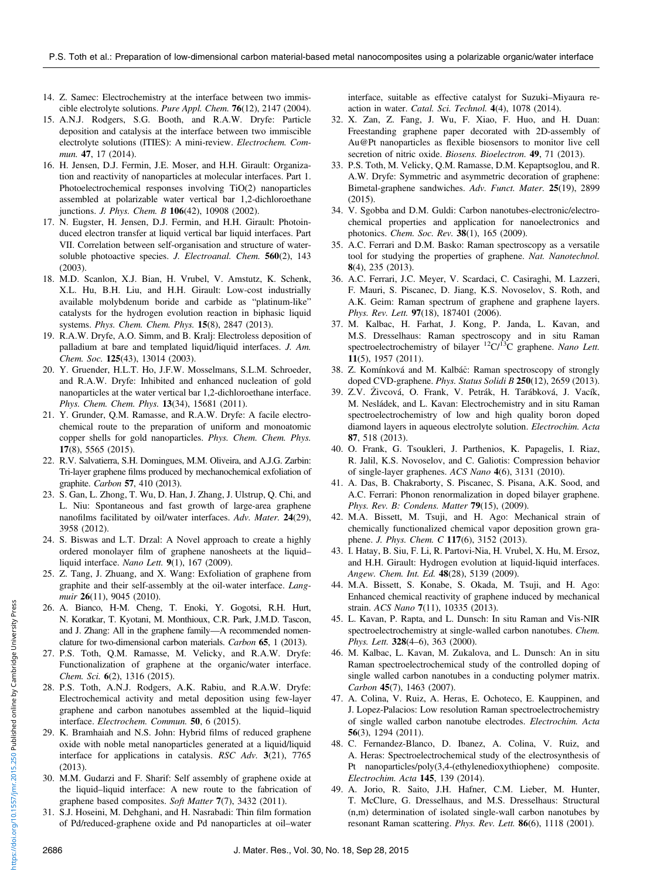14. Z. Samec: Electrochemistry at the interface between two immiscible electrolyte solutions. *Pure Appl. Chem.* **76**(12), 2147 (2004).
15. A.N.J. Rodgers, S.G. Booth, and R.A.W. Dryfe: Particle deposition and catalysis at the interface between two immiscible electrolyte solutions (ITIES): A mini-review. *Electrochem. Commun.* **47**, 17 (2014).
16. H. Jensen, D.J. Fermin, J.E. Moser, and H.H. Girault: Organization and reactivity of nanoparticles at molecular interfaces. Part 1. Photoelectrochemical responses involving TiO(2) nanoparticles assembled at polarizable water vertical bar 1,2-dichloroethane junctions. *J. Phys. Chem. B* **106**(42), 10908 (2002).
17. N. Eugster, H. Jensen, D.J. Fermin, and H.H. Girault: Photoinduced electron transfer at liquid vertical bar liquid interfaces. Part VII. Correlation between self-organisation and structure of water-soluble photoactive species. *J. Electroanal. Chem.* **560**(2), 143 (2003).
18. M.D. Scanlon, X.J. Bian, H. Vrubel, V. Amstutz, K. Schenk, X.L. Hu, B.H. Liu, and H.H. Girault: Low-cost industrially available molybdenum boride and carbide as "platinum-like" catalysts for the hydrogen evolution reaction in biphasic liquid systems. *Phys. Chem. Chem. Phys.* **15**(8), 2847 (2013).
19. R.A.W. Dryfe, A.O. Simm, and B. Kralj: Electroless deposition of palladium at bare and templated liquid/liquid interfaces. *J. Am. Chem. Soc.* **125**(43), 13014 (2003).
20. Y. Gruender, H.L.T. Ho, J.F.W. Mosselmans, S.L.M. Schroeder, and R.A.W. Dryfe: Inhibited and enhanced nucleation of gold nanoparticles at the water vertical bar 1,2-dichloroethane interface. *Phys. Chem. Chem. Phys.* **13**(34), 15681 (2011).
21. Y. Grunder, Q.M. Ramasse, and R.A.W. Dryfe: A facile electrochemical route to the preparation of uniform and monoatomic copper shells for gold nanoparticles. *Phys. Chem. Chem. Phys.* **17**(8), 5565 (2015).
22. R.V. Salvatierra, S.H. Domingues, M.M. Oliveira, and A.J.G. Zarbin: Tri-layer graphene films produced by mechanochemical exfoliation of graphite. *Carbon* **57**, 410 (2013).
23. S. Gan, L. Zhong, T. Wu, D. Han, J. Zhang, J. Ulstrup, Q. Chi, and L. Niu: Spontaneous and fast growth of large-area graphene nanofilms facilitated by oil/water interfaces. *Adv. Mater.* **24**(29), 3958 (2012).
24. S. Biswas and L.T. Drzal: A Novel approach to create a highly ordered monolayer film of graphene nanosheets at the liquid–liquid interface. *Nano Lett.* **9**(1), 167 (2009).
25. Z. Tang, J. Zhuang, and X. Wang: Exfoliation of graphene from graphite and their self-assembly at the oil-water interface. *Langmuir* **26**(11), 9045 (2010).
26. A. Bianco, H-M. Cheng, T. Enoki, Y. Gogotsi, R.H. Hurt, N. Koratkar, T. Kyotani, M. Monthioux, C.R. Park, J.M.D. Tascon, and J. Zhang: All in the graphene family—A recommended nomenclature for two-dimensional carbon materials. *Carbon* **65**, 1 (2013).
27. P.S. Toth, Q.M. Ramasse, M. Velicky, and R.A.W. Dryfe: Functionalization of graphene at the organic/water interface. *Chem. Sci.* **6**(2), 1316 (2015).
28. P.S. Toth, A.N.J. Rodgers, A.K. Rabiu, and R.A.W. Dryfe: Electrochemical activity and metal deposition using few-layer graphene and carbon nanotubes assembled at the liquid–liquid interface. *Electrochem. Commun.* **50**, 6 (2015).
29. K. Bramhaiah and N.S. John: Hybrid films of reduced graphene oxide with noble metal nanoparticles generated at a liquid/liquid interface for applications in catalysis. *RSC Adv.* **3**(21), 7765 (2013).
30. M.M. Gudarzi and F. Sharif: Self assembly of graphene oxide at the liquid–liquid interface: A new route to the fabrication of graphene based composites. *Soft Matter* **7**(7), 3432 (2011).
31. S.J. Hoseini, M. Dehghani, and H. Nasrabadi: Thin film formation of Pd/reduced-graphene oxide and Pd nanoparticles at oil–water interface, suitable as effective catalyst for Suzuki–Miyaura reaction in water. *Catal. Sci. Technol.* **4**(4), 1078 (2014).
32. X. Zan, Z. Fang, J. Wu, F. Xiao, F. Huo, and H. Duan: Freestanding graphene paper decorated with 2D-assembly of Au@Pt nanoparticles as flexible biosensors to monitor live cell secretion of nitric oxide. *Biosens. Bioelectron.* **49**, 71 (2013).
33. P.S. Toth, M. Velicky, Q.M. Ramasse, D.M. Kepaptsoglou, and R. A.W. Dryfe: Symmetric and asymmetric decoration of graphene: Bimetal-graphene sandwiches. *Adv. Funct. Mater.* **25**(19), 2899 (2015).
34. V. Sgobba and D.M. Guldi: Carbon nanotubes-electronic/electrochemical properties and application for nanoelectronics and photonics. *Chem. Soc. Rev.* **38**(1), 165 (2009).
35. A.C. Ferrari and D.M. Basko: Raman spectroscopy as a versatile tool for studying the properties of graphene. *Nat. Nanotechnol.* **8**(4), 235 (2013).
36. A.C. Ferrari, J.C. Meyer, V. Scardaci, C. Casiraghi, M. Lazzeri, F. Mauri, S. Piscanec, D. Jiang, K.S. Novoselov, S. Roth, and A.K. Geim: Raman spectrum of graphene and graphene layers. *Phys. Rev. Lett.* **97**(18), 187401 (2006).
37. M. Kalbac, H. Farhat, J. Kong, P. Janda, L. Kavan, and M.S. Dresselhaus: Raman spectroscopy and in situ Raman spectroelectrochemistry of bilayer $^{12}C/^{13}C$ graphene. *Nano Lett.* **11**(5), 1957 (2011).
38. Z. Komínková and M. Kalbáč: Raman spectroscopy of strongly doped CVD-graphene. *Phys. Status Solidi B* **250**(12), 2659 (2013).
39. Z.V. Živcová, O. Frank, V. Petrák, H. Tarábková, J. Vacík, M. Nesládek, and L. Kavan: Electrochemistry and in situ Raman spectroelectrochemistry of low and high quality boron doped diamond layers in aqueous electrolyte solution. *Electrochim. Acta* **87**, 518 (2013).
40. O. Frank, G. Tsoukleri, J. Parthenios, K. Papagelis, I. Riaz, R. Jalil, K.S. Novoselov, and C. Galiotis: Compression behavior of single-layer graphenes. *ACS Nano* **4**(6), 3131 (2010).
41. A. Das, B. Chakraborty, S. Piscanec, S. Pisana, A.K. Sood, and A.C. Ferrari: Phonon renormalization in doped bilayer graphene. *Phys. Rev. B: Condens. Matter* **79**(15), (2009).
42. M.A. Bissett, M. Tsuji, and H. Ago: Mechanical strain of chemically functionalized chemical vapor deposition grown graphene. *J. Phys. Chem. C* **117**(6), 3152 (2013).
43. I. Hatay, B. Siu, F. Li, R. Partovi-Nia, H. Vrubel, X. Hu, M. Ersoz, and H.H. Girault: Hydrogen evolution at liquid-liquid interfaces. *Angew. Chem. Int. Ed.* **48**(28), 5139 (2009).
44. M.A. Bissett, S. Konabe, S. Okada, M. Tsuji, and H. Ago: Enhanced chemical reactivity of graphene induced by mechanical strain. *ACS Nano* **7**(11), 10335 (2013).
45. L. Kavan, P. Rapta, and L. Dunsch: In situ Raman and Vis-NIR spectroelectrochemistry at single-walled carbon nanotubes. *Chem. Phys. Lett.* **328**(4–6), 363 (2000).
46. M. Kalbac, L. Kavan, M. Zukalova, and L. Dunsch: An in situ Raman spectroelectrochemical study of the controlled doping of single walled carbon nanotubes in a conducting polymer matrix. *Carbon* **45**(7), 1463 (2007).
47. A. Colina, V. Ruiz, A. Heras, E. Ochoteco, E. Kauppinen, and J. Lopez-Palacios: Low resolution Raman spectroelectrochemistry of single walled carbon nanotube electrodes. *Electrochim. Acta* **56**(3), 1294 (2011).
48. C. Fernandez-Blanco, D. Ibanez, A. Colina, V. Ruiz, and A. Heras: Spectroelectrochemical study of the electrosynthesis of Pt nanoparticles/poly(3,4-(ethylenedioxythiophene) composite. *Electrochim. Acta* **145**, 139 (2014).
49. A. Jorio, R. Saito, J.H. Hafner, C.M. Lieber, M. Hunter, T. McClure, G. Dresselhaus, and M.S. Dresselhaus: Structural (n,m) determination of isolated single-wall carbon nanotubes by resonant Raman scattering. *Phys. Rev. Lett.* **86**(6), 1118 (2001).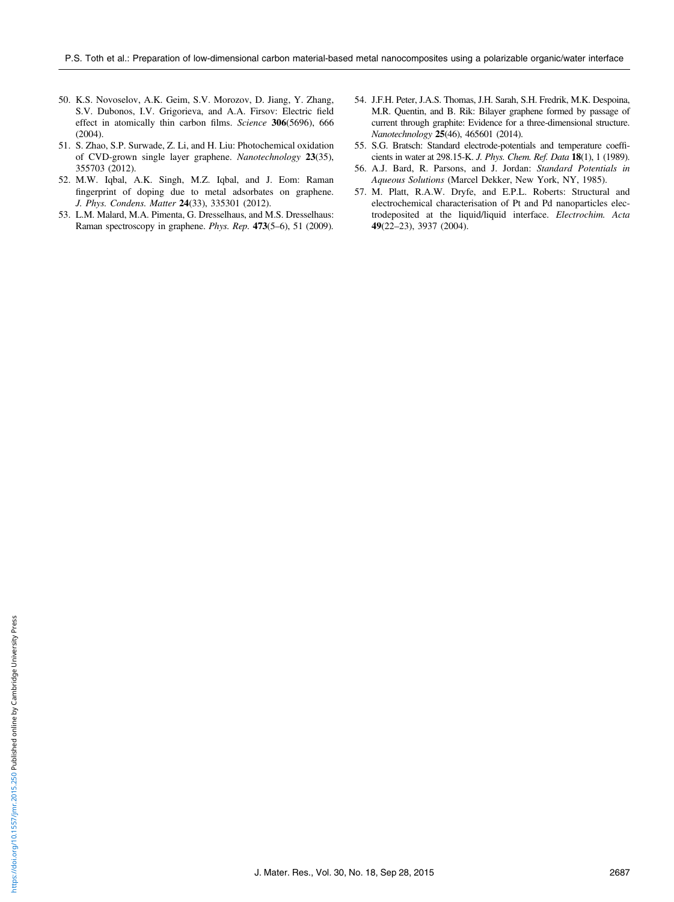50. K.S. Novoselov, A.K. Geim, S.V. Morozov, D. Jiang, Y. Zhang, S.V. Dubonos, I.V. Grigorieva, and A.A. Firsov: Electric field effect in atomically thin carbon films. *Science* **306**(5696), 666 (2004).
51. S. Zhao, S.P. Surwade, Z. Li, and H. Liu: Photochemical oxidation of CVD-grown single layer graphene. *Nanotechnology* **23**(35), 355703 (2012).
52. M.W. Iqbal, A.K. Singh, M.Z. Iqbal, and J. Eom: Raman fingerprint of doping due to metal adsorbates on graphene. *J. Phys. Condens. Matter* **24**(33), 335301 (2012).
53. L.M. Malard, M.A. Pimenta, G. Dresselhaus, and M.S. Dresselhaus: Raman spectroscopy in graphene. *Phys. Rep.* **473**(5–6), 51 (2009).
54. J.F.H. Peter, J.A.S. Thomas, J.H. Sarah, S.H. Fredrik, M.K. Despoina, M.R. Quentin, and B. Rik: Bilayer graphene formed by passage of current through graphite: Evidence for a three-dimensional structure. *Nanotechnology* **25**(46), 465601 (2014).
55. S.G. Bratsch: Standard electrode-potentials and temperature coefficients in water at 298.15-K. *J. Phys. Chem. Ref. Data* **18**(1), 1 (1989).
56. A.J. Bard, R. Parsons, and J. Jordan: *Standard Potentials in Aqueous Solutions* (Marcel Dekker, New York, NY, 1985).
57. M. Platt, R.A.W. Dryfe, and E.P.L. Roberts: Structural and electrochemical characterisation of Pt and Pd nanoparticles electrodeposited at the liquid/liquid interface. *Electrochim. Acta* **49**(22–23), 3937 (2004).